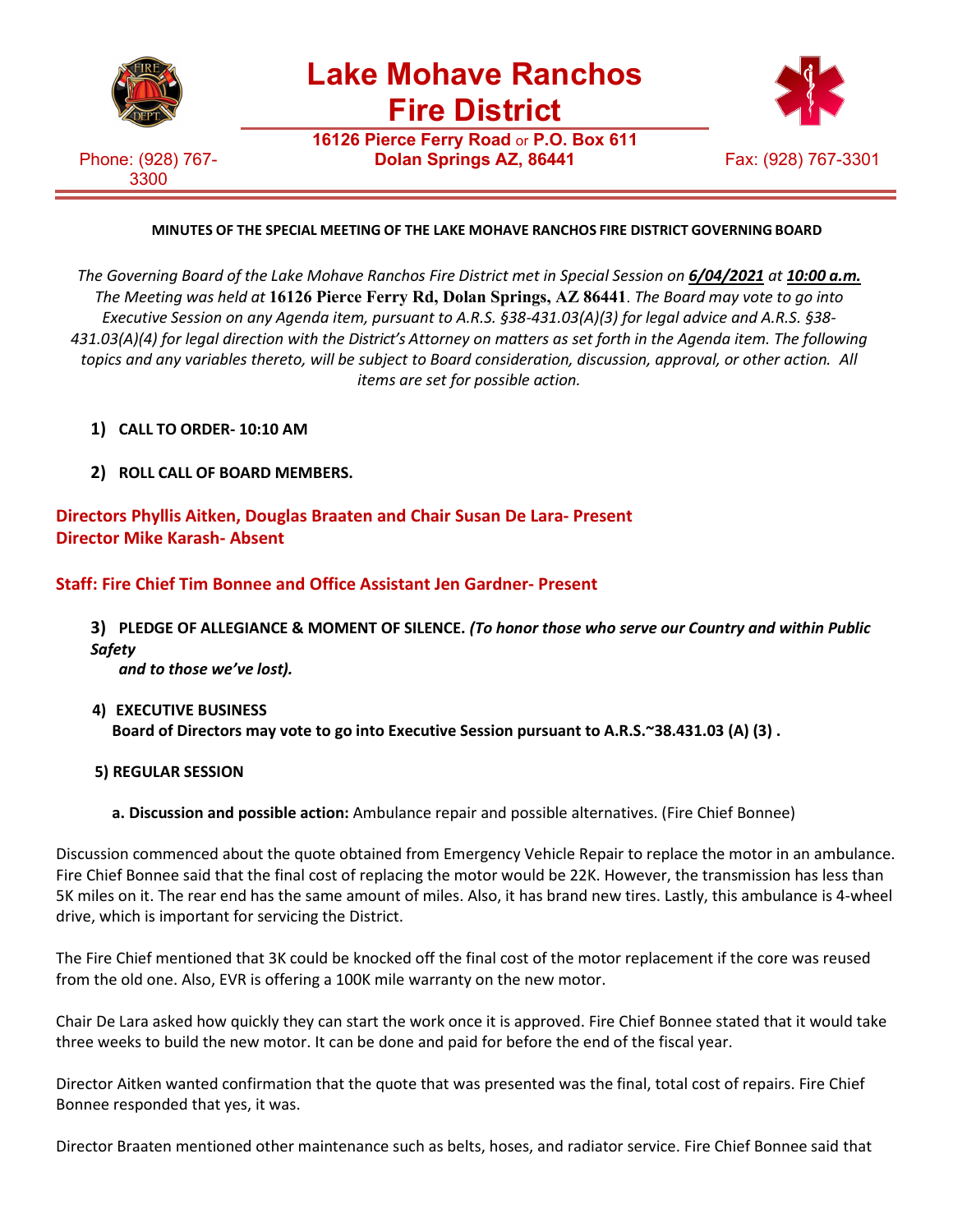# Lake Mohave Ranchos Fire District

**16126 Pierce Ferry Road** or **P.O. Box 611**
**Dolan Springs AZ, 86441**

Phone: (928) 767-3300

Fax: (928) 767-3301

**MINUTES OF THE SPECIAL MEETING OF THE LAKE MOHAVE RANCHOS FIRE DISTRICT GOVERNING BOARD**

*The Governing Board of the Lake Mohave Ranchos Fire District met in Special Session on* ***6/04/2021*** *at* ***10:00 a.m.*** *The Meeting was held at* **16126 Pierce Ferry Rd, Dolan Springs, AZ 86441**. *The Board may vote to go into Executive Session on any Agenda item, pursuant to A.R.S. §38-431.03(A)(3) for legal advice and A.R.S. §38-431.03(A)(4) for legal direction with the District's Attorney on matters as set forth in the Agenda item. The following topics and any variables thereto, will be subject to Board consideration, discussion, approval, or other action. All items are set for possible action.*

1) **CALL TO ORDER- 10:10 AM**

2) **ROLL CALL OF BOARD MEMBERS.**

**Directors Phyllis Aitken, Douglas Braaten and Chair Susan De Lara- Present**
**Director Mike Karash- Absent**

**Staff: Fire Chief Tim Bonnee and Office Assistant Jen Gardner- Present**

3) **PLEDGE OF ALLEGIANCE & MOMENT OF SILENCE.** ***(To honor those who serve our Country and within Public Safety and to those we've lost).***

4) **EXECUTIVE BUSINESS**
**Board of Directors may vote to go into Executive Session pursuant to A.R.S.~38.431.03 (A) (3) .**

5) **REGULAR SESSION**

**a. Discussion and possible action:** Ambulance repair and possible alternatives. (Fire Chief Bonnee)

Discussion commenced about the quote obtained from Emergency Vehicle Repair to replace the motor in an ambulance. Fire Chief Bonnee said that the final cost of replacing the motor would be 22K. However, the transmission has less than 5K miles on it. The rear end has the same amount of miles. Also, it has brand new tires. Lastly, this ambulance is 4-wheel drive, which is important for servicing the District.

The Fire Chief mentioned that 3K could be knocked off the final cost of the motor replacement if the core was reused from the old one. Also, EVR is offering a 100K mile warranty on the new motor.

Chair De Lara asked how quickly they can start the work once it is approved. Fire Chief Bonnee stated that it would take three weeks to build the new motor. It can be done and paid for before the end of the fiscal year.

Director Aitken wanted confirmation that the quote that was presented was the final, total cost of repairs. Fire Chief Bonnee responded that yes, it was.

Director Braaten mentioned other maintenance such as belts, hoses, and radiator service. Fire Chief Bonnee said that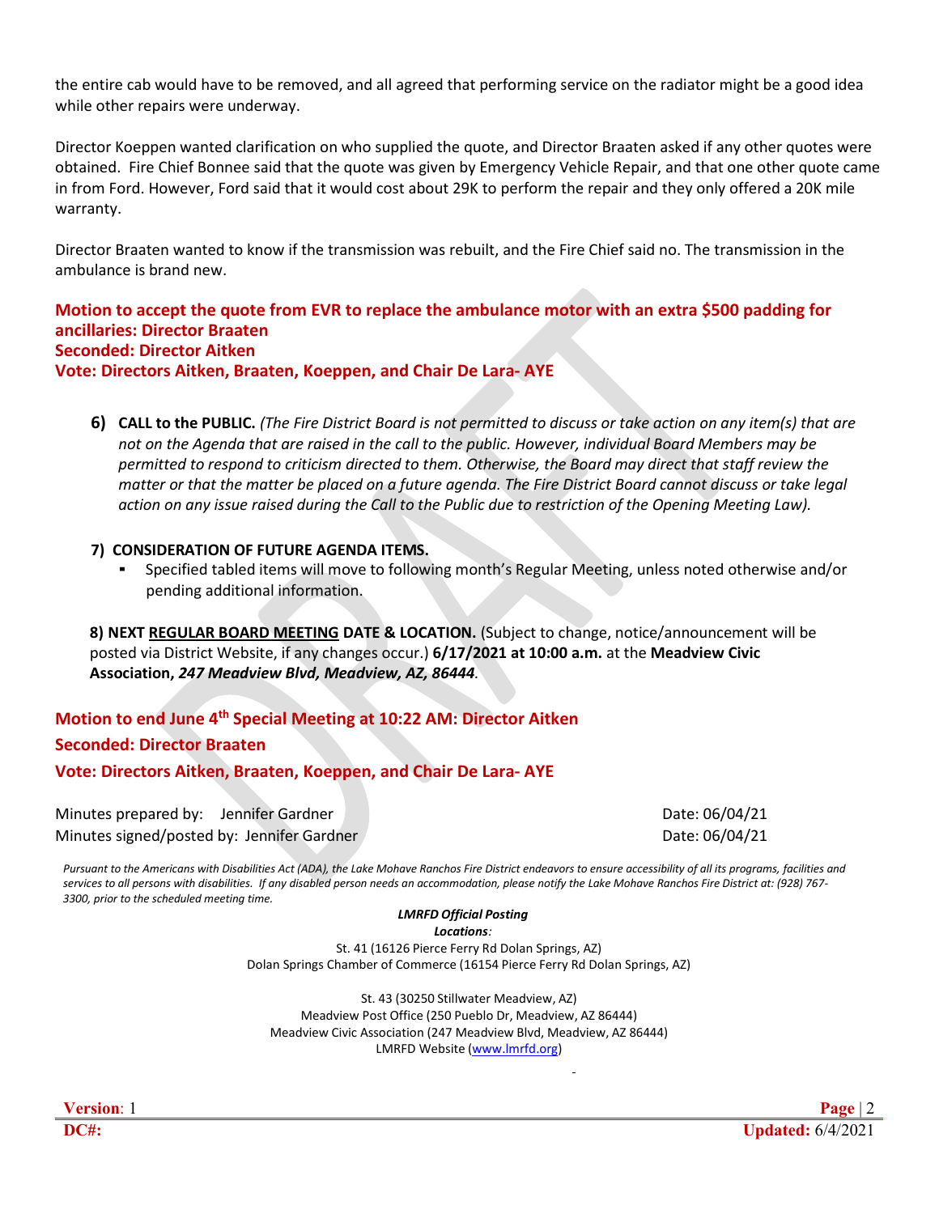the entire cab would have to be removed, and all agreed that performing service on the radiator might be a good idea while other repairs were underway.

Director Koeppen wanted clarification on who supplied the quote, and Director Braaten asked if any other quotes were obtained. Fire Chief Bonnee said that the quote was given by Emergency Vehicle Repair, and that one other quote came in from Ford. However, Ford said that it would cost about 29K to perform the repair and they only offered a 20K mile warranty.

Director Braaten wanted to know if the transmission was rebuilt, and the Fire Chief said no. The transmission in the ambulance is brand new.

**Motion to accept the quote from EVR to replace the ambulance motor with an extra $500 padding for ancillaries: Director Braaten**
**Seconded: Director Aitken**
**Vote: Directors Aitken, Braaten, Koeppen, and Chair De Lara- AYE**

**6) CALL to the PUBLIC.** *(The Fire District Board is not permitted to discuss or take action on any item(s) that are not on the Agenda that are raised in the call to the public. However, individual Board Members may be permitted to respond to criticism directed to them. Otherwise, the Board may direct that staff review the matter or that the matter be placed on a future agenda. The Fire District Board cannot discuss or take legal action on any issue raised during the Call to the Public due to restriction of the Opening Meeting Law).*

**7) CONSIDERATION OF FUTURE AGENDA ITEMS.**

- Specified tabled items will move to following month's Regular Meeting, unless noted otherwise and/or pending additional information.

**8) NEXT REGULAR BOARD MEETING DATE & LOCATION.** (Subject to change, notice/announcement will be posted via District Website, if any changes occur.) **6/17/2021 at 10:00 a.m.** at the **Meadview Civic Association, *247 Meadview Blvd, Meadview, AZ, 86444*.**

**Motion to end June 4th Special Meeting at 10:22 AM: Director Aitken**

**Seconded: Director Braaten**

**Vote: Directors Aitken, Braaten, Koeppen, and Chair De Lara- AYE**

Minutes prepared by: Jennifer Gardner — Date: 06/04/21
Minutes signed/posted by: Jennifer Gardner — Date: 06/04/21

*Pursuant to the Americans with Disabilities Act (ADA), the Lake Mohave Ranchos Fire District endeavors to ensure accessibility of all its programs, facilities and services to all persons with disabilities. If any disabled person needs an accommodation, please notify the Lake Mohave Ranchos Fire District at: (928) 767-3300, prior to the scheduled meeting time.*

***LMRFD Official Posting***
***Locations:***

St. 41 (16126 Pierce Ferry Rd Dolan Springs, AZ)
Dolan Springs Chamber of Commerce (16154 Pierce Ferry Rd Dolan Springs, AZ)

St. 43 (30250 Stillwater Meadview, AZ)
Meadview Post Office (250 Pueblo Dr, Meadview, AZ 86444)
Meadview Civic Association (247 Meadview Blvd, Meadview, AZ 86444)
LMRFD Website (www.lmrfd.org)

**Version**: 1
**DC#:**
**Updated:** 6/4/2021